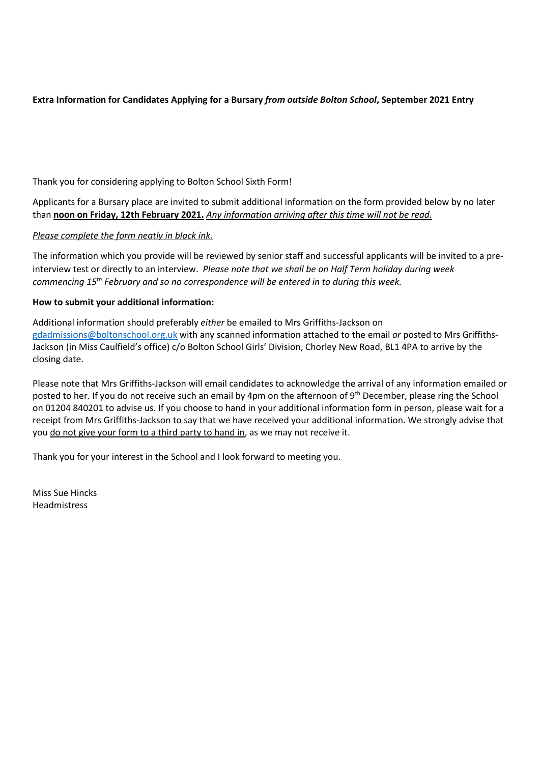**Extra Information for Candidates Applying for a Bursary *from outside Bolton School*, September 2021 Entry**

Thank you for considering applying to Bolton School Sixth Form!

Applicants for a Bursary place are invited to submit additional information on the form provided below by no later than **noon on Friday, 12th February 2021.** *Any information arriving after this time will not be read.*

*Please complete the form neatly in black ink.*

The information which you provide will be reviewed by senior staff and successful applicants will be invited to a pre-interview test or directly to an interview. *Please note that we shall be on Half Term holiday during week commencing 15th February and so no correspondence will be entered in to during this week.*

**How to submit your additional information:**

Additional information should preferably *either* be emailed to Mrs Griffiths-Jackson on gdadmissions@boltonschool.org.uk with any scanned information attached to the email *or* posted to Mrs Griffiths-Jackson (in Miss Caulfield's office) c/o Bolton School Girls' Division, Chorley New Road, BL1 4PA to arrive by the closing date.

Please note that Mrs Griffiths-Jackson will email candidates to acknowledge the arrival of any information emailed or posted to her. If you do not receive such an email by 4pm on the afternoon of 9th December, please ring the School on 01204 840201 to advise us. If you choose to hand in your additional information form in person, please wait for a receipt from Mrs Griffiths-Jackson to say that we have received your additional information. We strongly advise that you do not give your form to a third party to hand in, as we may not receive it.

Thank you for your interest in the School and I look forward to meeting you.

Miss Sue Hincks
Headmistress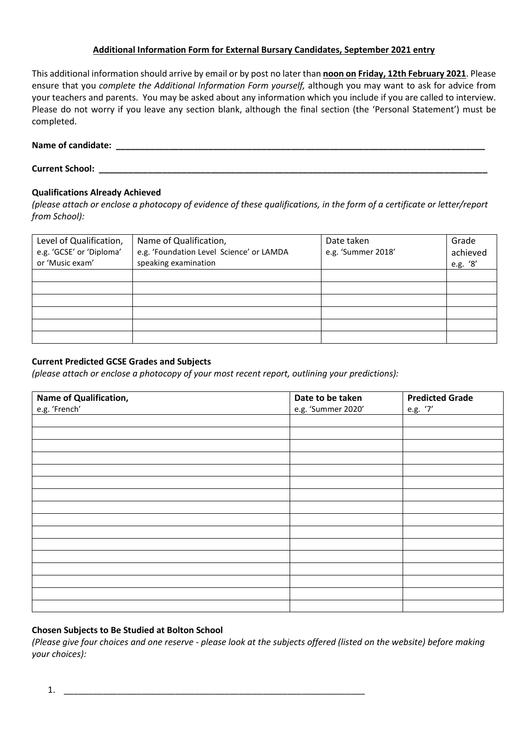**Additional Information Form for External Bursary Candidates, September 2021 entry**

This additional information should arrive by email or by post no later than **noon on Friday, 12th February 2021**. Please ensure that you *complete the Additional Information Form yourself,* although you may want to ask for advice from your teachers and parents. You may be asked about any information which you include if you are called to interview. Please do not worry if you leave any section blank, although the final section (the 'Personal Statement') must be completed.

**Name of candidate: \_\_\_\_\_\_\_\_\_\_\_\_\_\_\_\_\_\_\_\_\_\_\_\_\_\_\_\_\_\_\_\_\_\_\_\_\_\_\_\_\_\_\_\_\_\_\_\_\_\_\_\_\_\_\_\_\_\_\_\_\_\_\_\_\_\_\_\_\_\_\_\_\_\_\_\_\_\_**

**Current School: \_\_\_\_\_\_\_\_\_\_\_\_\_\_\_\_\_\_\_\_\_\_\_\_\_\_\_\_\_\_\_\_\_\_\_\_\_\_\_\_\_\_\_\_\_\_\_\_\_\_\_\_\_\_\_\_\_\_\_\_\_\_\_\_\_\_\_\_\_\_\_\_\_\_\_\_\_\_\_\_\_\_**

**Qualifications Already Achieved**

*(please attach or enclose a photocopy of evidence of these qualifications, in the form of a certificate or letter/report from School):*

| Level of Qualification, e.g. 'GCSE' or 'Diploma' or 'Music exam' | Name of Qualification, e.g. 'Foundation Level Science' or LAMDA speaking examination | Date taken e.g. 'Summer 2018' | Grade achieved e.g. '8' |
|---|---|---|---|
| | | | |
| | | | |
| | | | |
| | | | |
| | | | |
| | | | |

**Current Predicted GCSE Grades and Subjects**

*(please attach or enclose a photocopy of your most recent report, outlining your predictions):*

| **Name of Qualification,** e.g. 'French' | **Date to be taken** e.g. 'Summer 2020' | **Predicted Grade** e.g. '7' |
|---|---|---|
| | | |
| | | |
| | | |
| | | |
| | | |
| | | |
| | | |
| | | |
| | | |
| | | |
| | | |
| | | |
| | | |
| | | |
| | | |
| | | |

**Chosen Subjects to Be Studied at Bolton School**

*(Please give four choices and one reserve - please look at the subjects offered (listed on the website) before making your choices):*

1. \_\_\_\_\_\_\_\_\_\_\_\_\_\_\_\_\_\_\_\_\_\_\_\_\_\_\_\_\_\_\_\_\_\_\_\_\_\_\_\_\_\_\_\_\_\_\_\_\_\_\_\_\_\_\_\_\_\_\_\_\_\_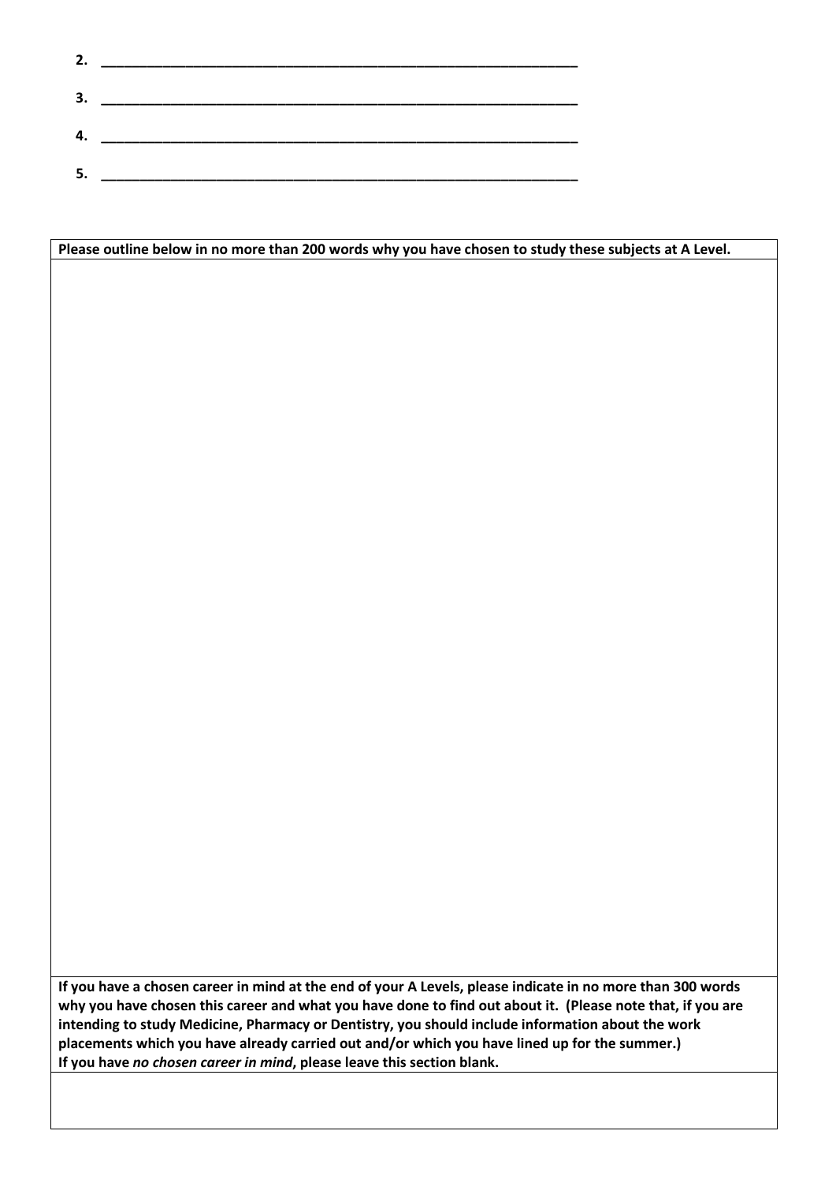2. ________________________________________________________________

3. ________________________________________________________________

4. ________________________________________________________________

5. ________________________________________________________________

| **Please outline below in no more than 200 words why you have chosen to study these subjects at A Level.** |
| --- |
| |
| **If you have a chosen career in mind at the end of your A Levels, please indicate in no more than 300 words why you have chosen this career and what you have done to find out about it. (Please note that, if you are intending to study Medicine, Pharmacy or Dentistry, you should include information about the work placements which you have already carried out and/or which you have lined up for the summer.)** **If you have *no chosen career in mind*, please leave this section blank.** |
| |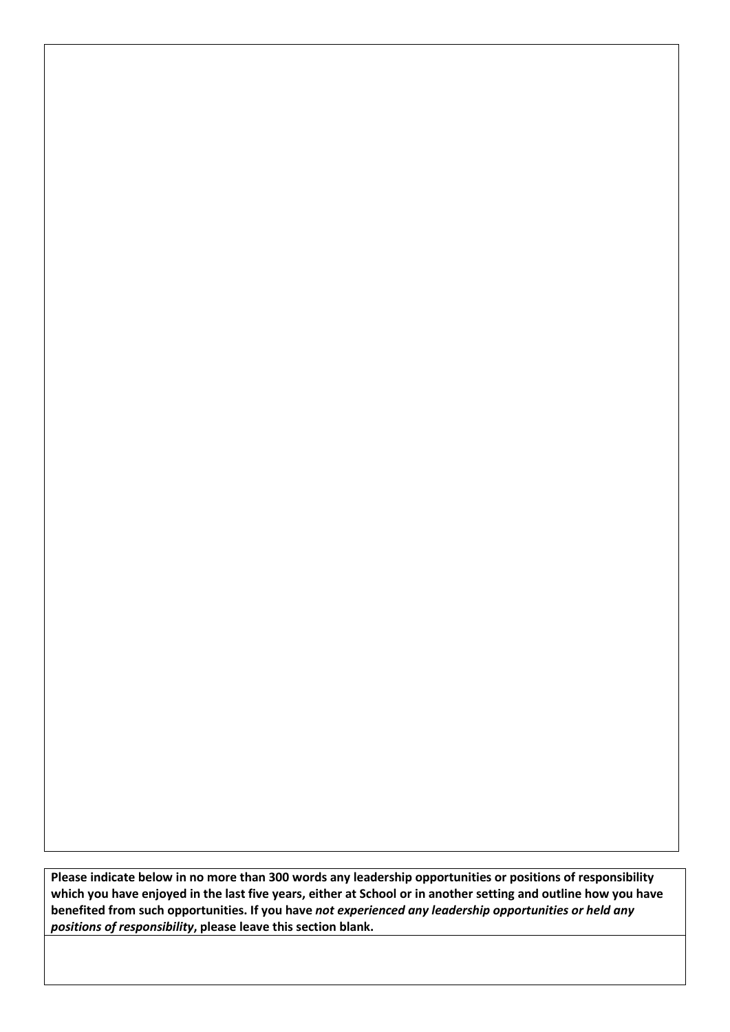**Please indicate below in no more than 300 words any leadership opportunities or positions of responsibility which you have enjoyed in the last five years, either at School or in another setting and outline how you have benefited from such opportunities. If you have *not experienced any leadership opportunities or held any positions of responsibility*, please leave this section blank.**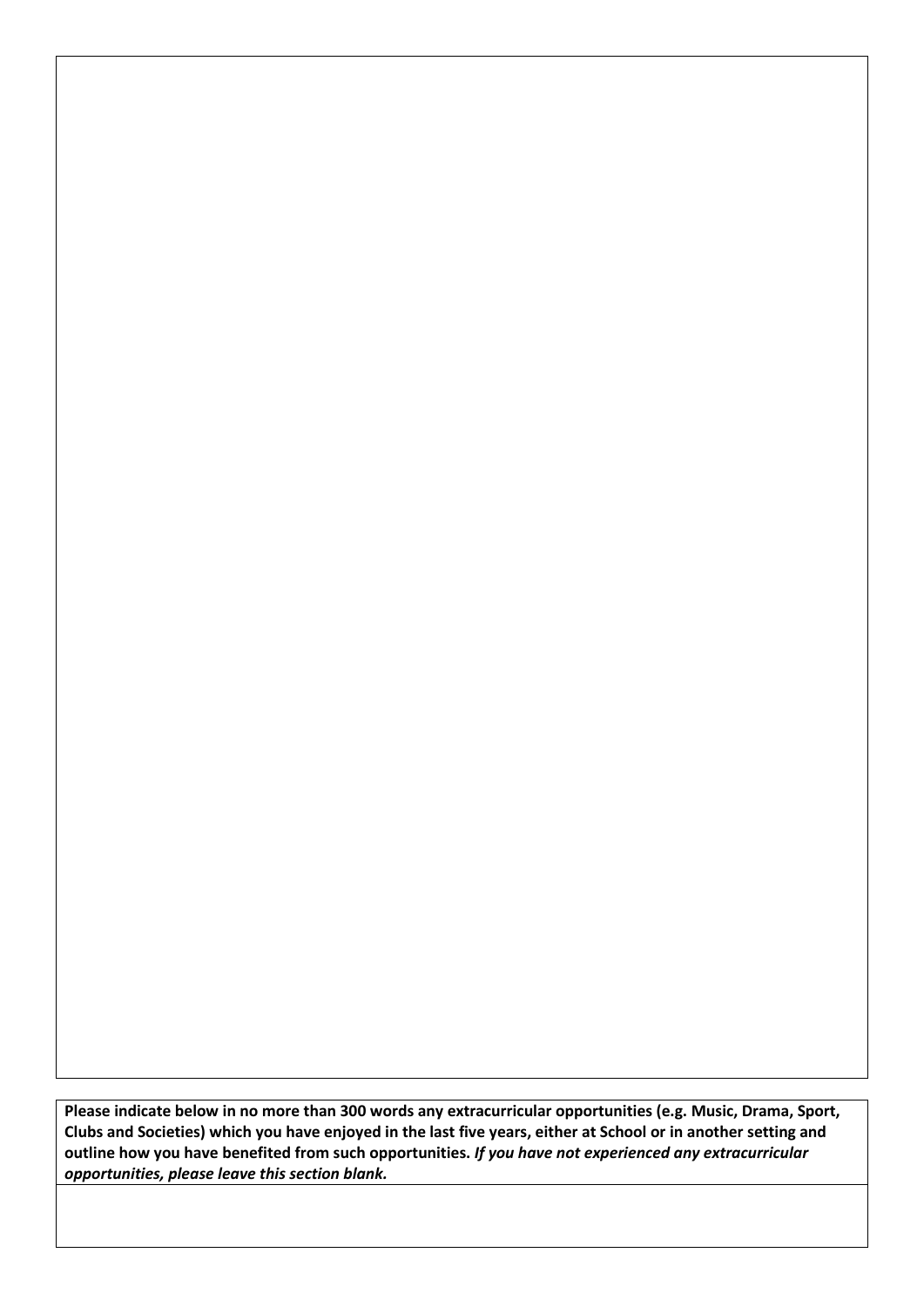**Please indicate below in no more than 300 words any extracurricular opportunities (e.g. Music, Drama, Sport, Clubs and Societies) which you have enjoyed in the last five years, either at School or in another setting and outline how you have benefited from such opportunities.** ***If you have not experienced any extracurricular opportunities, please leave this section blank.***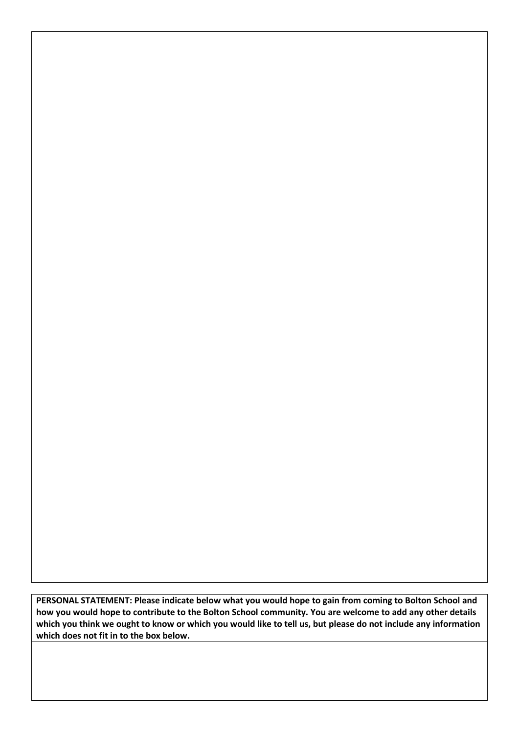**PERSONAL STATEMENT: Please indicate below what you would hope to gain from coming to Bolton School and how you would hope to contribute to the Bolton School community. You are welcome to add any other details which you think we ought to know or which you would like to tell us, but please do not include any information which does not fit in to the box below.**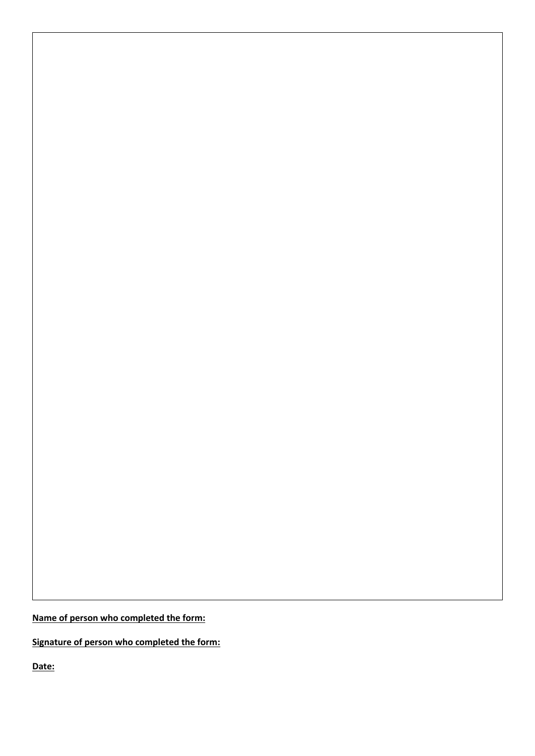**Name of person who completed the form:**

**Signature of person who completed the form:**

**Date:**